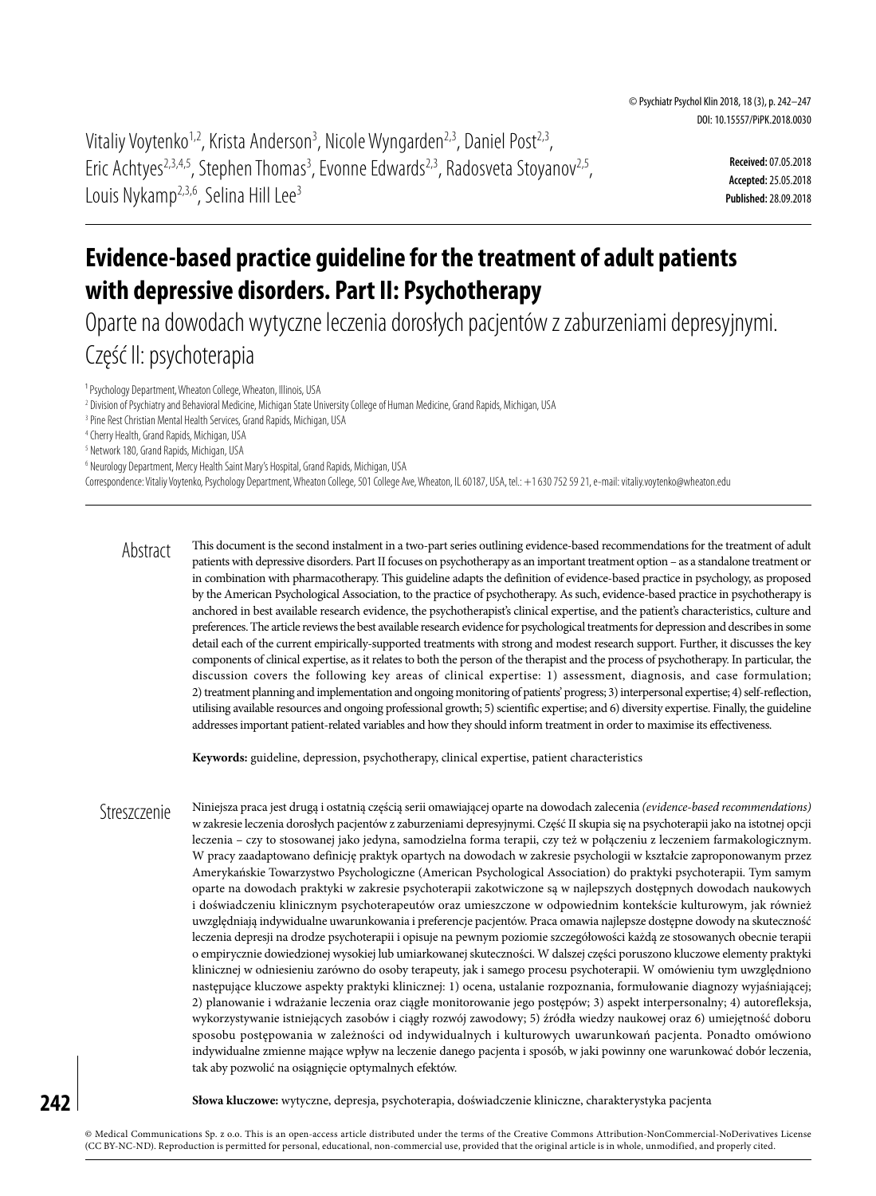© Psychiatr Psychol Klin 2018, 18 (3), p. 242–247
DOI: 10.15557/PiPK.2018.0030

Vitaliy Voytenko[1,2], Krista Anderson[3], Nicole Wyngarden[2,3], Daniel Post[2,3], Eric Achtyes[2,3,4,5], Stephen Thomas[3], Evonne Edwards[2,3], Radosveta Stoyanov[2,5], Louis Nykamp[2,3,6], Selina Hill Lee[3]

**Received:** 07.05.2018
**Accepted:** 25.05.2018
**Published:** 28.09.2018

# Evidence-based practice guideline for the treatment of adult patients with depressive disorders. Part II: Psychotherapy

## Oparte na dowodach wytyczne leczenia dorosłych pacjentów z zaburzeniami depresyjnymi. Część II: psychoterapia

[1] Psychology Department, Wheaton College, Wheaton, Illinois, USA
[2] Division of Psychiatry and Behavioral Medicine, Michigan State University College of Human Medicine, Grand Rapids, Michigan, USA
[3] Pine Rest Christian Mental Health Services, Grand Rapids, Michigan, USA
[4] Cherry Health, Grand Rapids, Michigan, USA
[5] Network 180, Grand Rapids, Michigan, USA
[6] Neurology Department, Mercy Health Saint Mary's Hospital, Grand Rapids, Michigan, USA

Correspondence: Vitaliy Voytenko, Psychology Department, Wheaton College, 501 College Ave, Wheaton, IL 60187, USA, tel.: +1 630 752 59 21, e-mail: vitaliy.voytenko@wheaton.edu

### Abstract

This document is the second instalment in a two-part series outlining evidence-based recommendations for the treatment of adult patients with depressive disorders. Part II focuses on psychotherapy as an important treatment option – as a standalone treatment or in combination with pharmacotherapy. This guideline adapts the definition of evidence-based practice in psychology, as proposed by the American Psychological Association, to the practice of psychotherapy. As such, evidence-based practice in psychotherapy is anchored in best available research evidence, the psychotherapist's clinical expertise, and the patient's characteristics, culture and preferences. The article reviews the best available research evidence for psychological treatments for depression and describes in some detail each of the current empirically-supported treatments with strong and modest research support. Further, it discusses the key components of clinical expertise, as it relates to both the person of the therapist and the process of psychotherapy. In particular, the discussion covers the following key areas of clinical expertise: 1) assessment, diagnosis, and case formulation; 2) treatment planning and implementation and ongoing monitoring of patients' progress; 3) interpersonal expertise; 4) self-reflection, utilising available resources and ongoing professional growth; 5) scientific expertise; and 6) diversity expertise. Finally, the guideline addresses important patient-related variables and how they should inform treatment in order to maximise its effectiveness.

**Keywords:** guideline, depression, psychotherapy, clinical expertise, patient characteristics

### Streszczenie

Niniejsza praca jest drugą i ostatnią częścią serii omawiającej oparte na dowodach zalecenia *(evidence-based recommendations)* w zakresie leczenia dorosłych pacjentów z zaburzeniami depresyjnymi. Część II skupia się na psychoterapii jako na istotnej opcji leczenia – czy to stosowanej jako jedyna, samodzielna forma terapii, czy też w połączeniu z leczeniem farmakologicznym. W pracy zaadaptowano definicję praktyk opartych na dowodach w zakresie psychologii w kształcie zaproponowanym przez Amerykańskie Towarzystwo Psychologiczne (American Psychological Association) do praktyki psychoterapii. Tym samym oparte na dowodach praktyki w zakresie psychoterapii zakotwiczone są w najlepszych dostępnych dowodach naukowych i doświadczeniu klinicznym psychoterapeutów oraz umieszczone w odpowiednim kontekście kulturowym, jak również uwzględniają indywidualne uwarunkowania i preferencje pacjentów. Praca omawia najlepsze dostępne dowody na skuteczność leczenia depresji na drodze psychoterapii i opisuje na pewnym poziomie szczegółowości każdą ze stosowanych obecnie terapii o empirycznie dowiedzionej wysokiej lub umiarkowanej skuteczności. W dalszej części poruszono kluczowe elementy praktyki klinicznej w odniesieniu zarówno do osoby terapeuty, jak i samego procesu psychoterapii. W omówieniu tym uwzględniono następujące kluczowe aspekty praktyki klinicznej: 1) ocena, ustalanie rozpoznania, formułowanie diagnozy wyjaśniającej; 2) planowanie i wdrażanie leczenia oraz ciągłe monitorowanie jego postępów; 3) aspekt interpersonalny; 4) autorefleksja, wykorzystywanie istniejących zasobów i ciągły rozwój zawodowy; 5) źródła wiedzy naukowej oraz 6) umiejętność doboru sposobu postępowania w zależności od indywidualnych i kulturowych uwarunkowań pacjenta. Ponadto omówiono indywidualne zmienne mające wpływ na leczenie danego pacjenta i sposób, w jaki powinny one warunkować dobór leczenia, tak aby pozwolić na osiągnięcie optymalnych efektów.

**Słowa kluczowe:** wytyczne, depresja, psychoterapia, doświadczenie kliniczne, charakterystyka pacjenta

© Medical Communications Sp. z o.o. This is an open-access article distributed under the terms of the Creative Commons Attribution-NonCommercial-NoDerivatives License (CC BY-NC-ND). Reproduction is permitted for personal, educational, non-commercial use, provided that the original article is in whole, unmodified, and properly cited.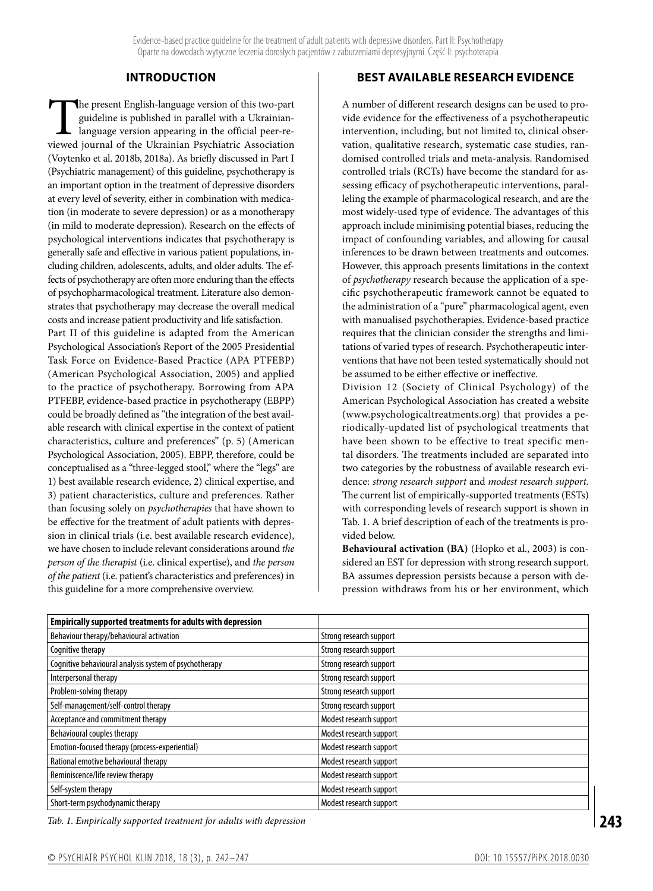## INTRODUCTION

The present English-language version of this two-part guideline is published in parallel with a Ukrainian-language version appearing in the official peer-reviewed journal of the Ukrainian Psychiatric Association (Voytenko et al. 2018b, 2018a). As briefly discussed in Part I (Psychiatric management) of this guideline, psychotherapy is an important option in the treatment of depressive disorders at every level of severity, either in combination with medication (in moderate to severe depression) or as a monotherapy (in mild to moderate depression). Research on the effects of psychological interventions indicates that psychotherapy is generally safe and effective in various patient populations, including children, adolescents, adults, and older adults. The effects of psychotherapy are often more enduring than the effects of psychopharmacological treatment. Literature also demonstrates that psychotherapy may decrease the overall medical costs and increase patient productivity and life satisfaction.

Part II of this guideline is adapted from the American Psychological Association's Report of the 2005 Presidential Task Force on Evidence-Based Practice (APA PTFEBP) (American Psychological Association, 2005) and applied to the practice of psychotherapy. Borrowing from APA PTFEBP, evidence-based practice in psychotherapy (EBPP) could be broadly defined as "the integration of the best available research with clinical expertise in the context of patient characteristics, culture and preferences" (p. 5) (American Psychological Association, 2005). EBPP, therefore, could be conceptualised as a "three-legged stool," where the "legs" are 1) best available research evidence, 2) clinical expertise, and 3) patient characteristics, culture and preferences. Rather than focusing solely on *psychotherapies* that have shown to be effective for the treatment of adult patients with depression in clinical trials (i.e. best available research evidence), we have chosen to include relevant considerations around *the person of the therapist* (i.e. clinical expertise), and *the person of the patient* (i.e. patient's characteristics and preferences) in this guideline for a more comprehensive overview.

## BEST AVAILABLE RESEARCH EVIDENCE

A number of different research designs can be used to provide evidence for the effectiveness of a psychotherapeutic intervention, including, but not limited to, clinical observation, qualitative research, systematic case studies, randomised controlled trials and meta-analysis. Randomised controlled trials (RCTs) have become the standard for assessing efficacy of psychotherapeutic interventions, paralleling the example of pharmacological research, and are the most widely-used type of evidence. The advantages of this approach include minimising potential biases, reducing the impact of confounding variables, and allowing for causal inferences to be drawn between treatments and outcomes. However, this approach presents limitations in the context of *psychotherapy* research because the application of a specific psychotherapeutic framework cannot be equated to the administration of a "pure" pharmacological agent, even with manualised psychotherapies. Evidence-based practice requires that the clinician consider the strengths and limitations of varied types of research. Psychotherapeutic interventions that have not been tested systematically should not be assumed to be either effective or ineffective.

Division 12 (Society of Clinical Psychology) of the American Psychological Association has created a website (www.psychologicaltreatments.org) that provides a periodically-updated list of psychological treatments that have been shown to be effective to treat specific mental disorders. The treatments included are separated into two categories by the robustness of available research evidence: *strong research support* and *modest research support.* The current list of empirically-supported treatments (ESTs) with corresponding levels of research support is shown in Tab. 1. A brief description of each of the treatments is provided below.

**Behavioural activation (BA)** (Hopko et al., 2003) is considered an EST for depression with strong research support. BA assumes depression persists because a person with depression withdraws from his or her environment, which

| **Empirically supported treatments for adults with depression** | |
|---|---|
| Behaviour therapy/behavioural activation | Strong research support |
| Cognitive therapy | Strong research support |
| Cognitive behavioural analysis system of psychotherapy | Strong research support |
| Interpersonal therapy | Strong research support |
| Problem-solving therapy | Strong research support |
| Self-management/self-control therapy | Strong research support |
| Acceptance and commitment therapy | Modest research support |
| Behavioural couples therapy | Modest research support |
| Emotion-focused therapy (process-experiential) | Modest research support |
| Rational emotive behavioural therapy | Modest research support |
| Reminiscence/life review therapy | Modest research support |
| Self-system therapy | Modest research support |
| Short-term psychodynamic therapy | Modest research support |

*Tab. 1. Empirically supported treatment for adults with depression*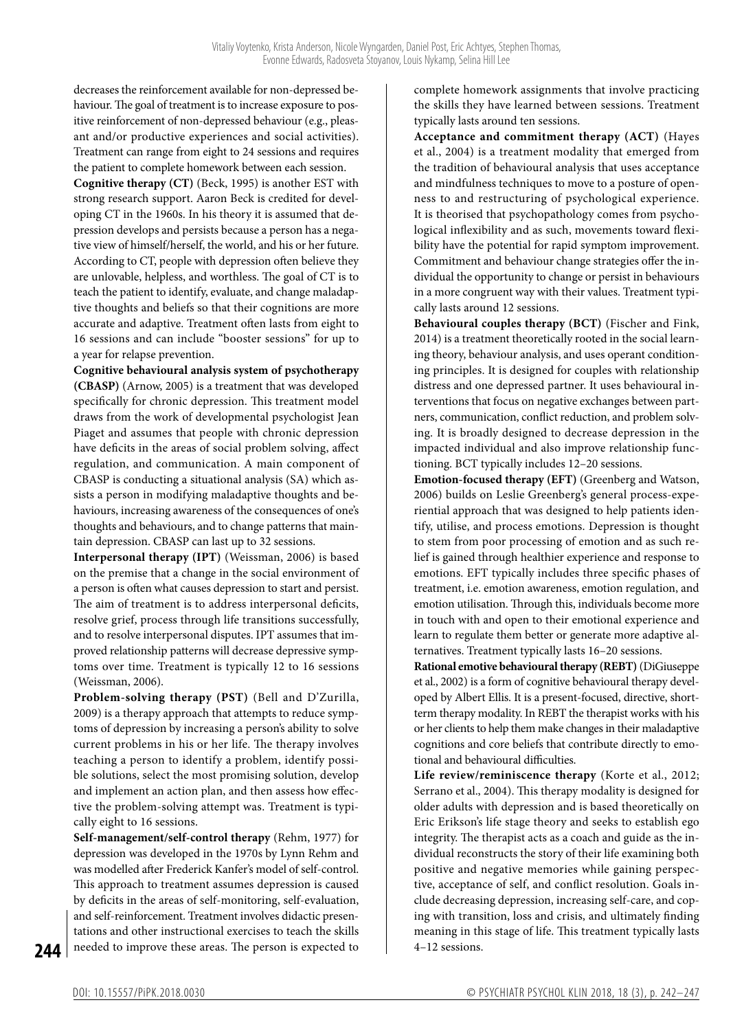decreases the reinforcement available for non-depressed behaviour. The goal of treatment is to increase exposure to positive reinforcement of non-depressed behaviour (e.g., pleasant and/or productive experiences and social activities). Treatment can range from eight to 24 sessions and requires the patient to complete homework between each session.

**Cognitive therapy (CT)** (Beck, 1995) is another EST with strong research support. Aaron Beck is credited for developing CT in the 1960s. In his theory it is assumed that depression develops and persists because a person has a negative view of himself/herself, the world, and his or her future. According to CT, people with depression often believe they are unlovable, helpless, and worthless. The goal of CT is to teach the patient to identify, evaluate, and change maladaptive thoughts and beliefs so that their cognitions are more accurate and adaptive. Treatment often lasts from eight to 16 sessions and can include "booster sessions" for up to a year for relapse prevention.

**Cognitive behavioural analysis system of psychotherapy (CBASP)** (Arnow, 2005) is a treatment that was developed specifically for chronic depression. This treatment model draws from the work of developmental psychologist Jean Piaget and assumes that people with chronic depression have deficits in the areas of social problem solving, affect regulation, and communication. A main component of CBASP is conducting a situational analysis (SA) which assists a person in modifying maladaptive thoughts and behaviours, increasing awareness of the consequences of one's thoughts and behaviours, and to change patterns that maintain depression. CBASP can last up to 32 sessions.

**Interpersonal therapy (IPT)** (Weissman, 2006) is based on the premise that a change in the social environment of a person is often what causes depression to start and persist. The aim of treatment is to address interpersonal deficits, resolve grief, process through life transitions successfully, and to resolve interpersonal disputes. IPT assumes that improved relationship patterns will decrease depressive symptoms over time. Treatment is typically 12 to 16 sessions (Weissman, 2006).

**Problem-solving therapy (PST)** (Bell and D'Zurilla, 2009) is a therapy approach that attempts to reduce symptoms of depression by increasing a person's ability to solve current problems in his or her life. The therapy involves teaching a person to identify a problem, identify possible solutions, select the most promising solution, develop and implement an action plan, and then assess how effective the problem-solving attempt was. Treatment is typically eight to 16 sessions.

**Self-management/self-control therapy** (Rehm, 1977) for depression was developed in the 1970s by Lynn Rehm and was modelled after Frederick Kanfer's model of self-control. This approach to treatment assumes depression is caused by deficits in the areas of self-monitoring, self-evaluation, and self-reinforcement. Treatment involves didactic presentations and other instructional exercises to teach the skills needed to improve these areas. The person is expected to complete homework assignments that involve practicing the skills they have learned between sessions. Treatment typically lasts around ten sessions.

**Acceptance and commitment therapy (ACT)** (Hayes et al., 2004) is a treatment modality that emerged from the tradition of behavioural analysis that uses acceptance and mindfulness techniques to move to a posture of openness to and restructuring of psychological experience. It is theorised that psychopathology comes from psychological inflexibility and as such, movements toward flexibility have the potential for rapid symptom improvement. Commitment and behaviour change strategies offer the individual the opportunity to change or persist in behaviours in a more congruent way with their values. Treatment typically lasts around 12 sessions.

**Behavioural couples therapy (BCT)** (Fischer and Fink, 2014) is a treatment theoretically rooted in the social learning theory, behaviour analysis, and uses operant conditioning principles. It is designed for couples with relationship distress and one depressed partner. It uses behavioural interventions that focus on negative exchanges between partners, communication, conflict reduction, and problem solving. It is broadly designed to decrease depression in the impacted individual and also improve relationship functioning. BCT typically includes 12–20 sessions.

**Emotion-focused therapy (EFT)** (Greenberg and Watson, 2006) builds on Leslie Greenberg's general process-experiential approach that was designed to help patients identify, utilise, and process emotions. Depression is thought to stem from poor processing of emotion and as such relief is gained through healthier experience and response to emotions. EFT typically includes three specific phases of treatment, i.e. emotion awareness, emotion regulation, and emotion utilisation. Through this, individuals become more in touch with and open to their emotional experience and learn to regulate them better or generate more adaptive alternatives. Treatment typically lasts 16–20 sessions.

**Rational emotive behavioural therapy (REBT)** (DiGiuseppe et al., 2002) is a form of cognitive behavioural therapy developed by Albert Ellis. It is a present-focused, directive, short-term therapy modality. In REBT the therapist works with his or her clients to help them make changes in their maladaptive cognitions and core beliefs that contribute directly to emotional and behavioural difficulties.

**Life review/reminiscence therapy** (Korte et al., 2012; Serrano et al., 2004). This therapy modality is designed for older adults with depression and is based theoretically on Eric Erikson's life stage theory and seeks to establish ego integrity. The therapist acts as a coach and guide as the individual reconstructs the story of their life examining both positive and negative memories while gaining perspective, acceptance of self, and conflict resolution. Goals include decreasing depression, increasing self-care, and coping with transition, loss and crisis, and ultimately finding meaning in this stage of life. This treatment typically lasts 4–12 sessions.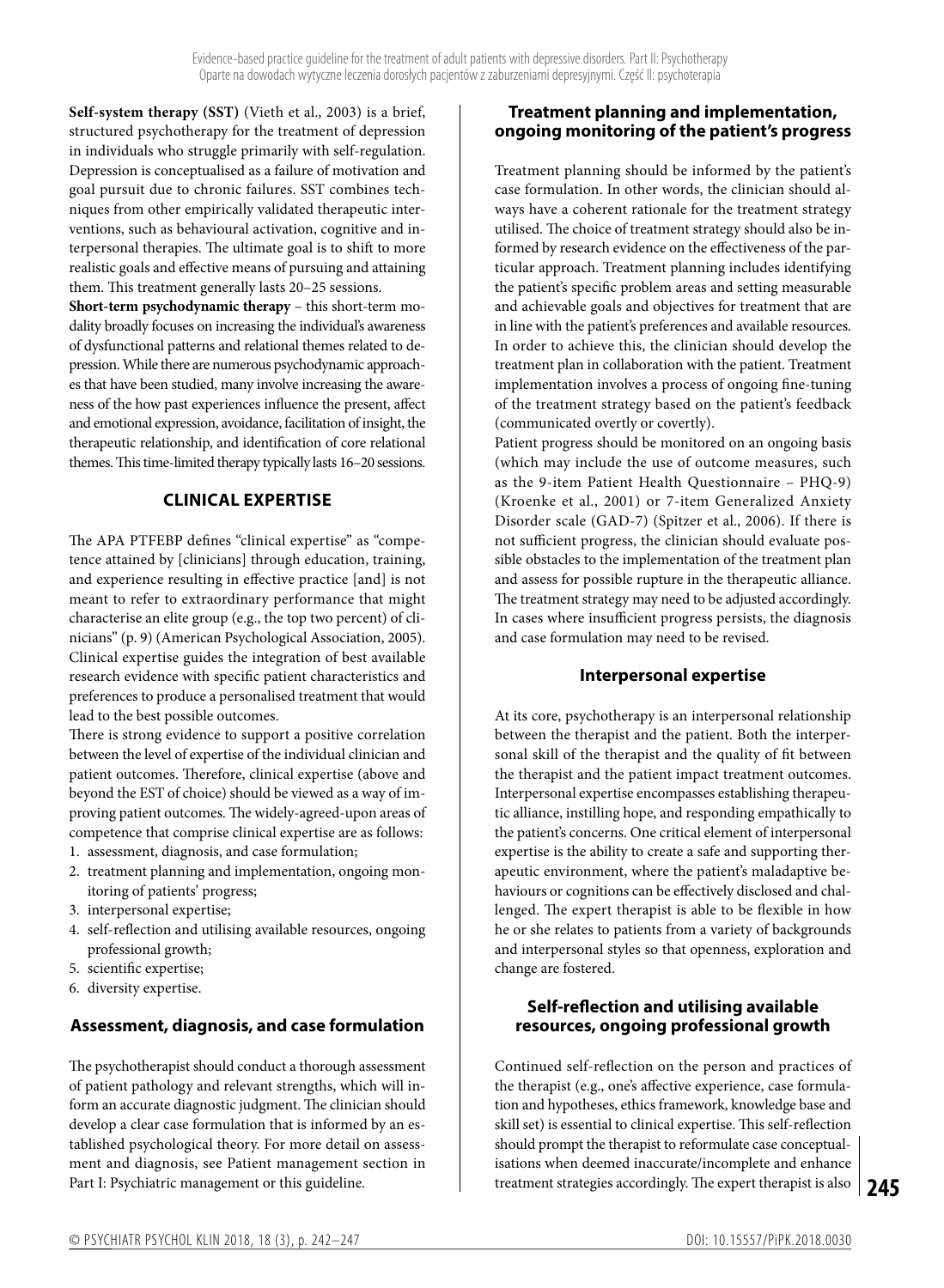**Self-system therapy (SST)** (Vieth et al., 2003) is a brief, structured psychotherapy for the treatment of depression in individuals who struggle primarily with self-regulation. Depression is conceptualised as a failure of motivation and goal pursuit due to chronic failures. SST combines techniques from other empirically validated therapeutic interventions, such as behavioural activation, cognitive and interpersonal therapies. The ultimate goal is to shift to more realistic goals and effective means of pursuing and attaining them. This treatment generally lasts 20–25 sessions.

**Short-term psychodynamic therapy** – this short-term modality broadly focuses on increasing the individual's awareness of dysfunctional patterns and relational themes related to depression. While there are numerous psychodynamic approaches that have been studied, many involve increasing the awareness of the how past experiences influence the present, affect and emotional expression, avoidance, facilitation of insight, the therapeutic relationship, and identification of core relational themes. This time-limited therapy typically lasts 16–20 sessions.

## CLINICAL EXPERTISE

The APA PTFEBP defines "clinical expertise" as "competence attained by [clinicians] through education, training, and experience resulting in effective practice [and] is not meant to refer to extraordinary performance that might characterise an elite group (e.g., the top two percent) of clinicians" (p. 9) (American Psychological Association, 2005). Clinical expertise guides the integration of best available research evidence with specific patient characteristics and preferences to produce a personalised treatment that would lead to the best possible outcomes.

There is strong evidence to support a positive correlation between the level of expertise of the individual clinician and patient outcomes. Therefore, clinical expertise (above and beyond the EST of choice) should be viewed as a way of improving patient outcomes. The widely-agreed-upon areas of competence that comprise clinical expertise are as follows:

1. assessment, diagnosis, and case formulation;
2. treatment planning and implementation, ongoing monitoring of patients' progress;
3. interpersonal expertise;
4. self-reflection and utilising available resources, ongoing professional growth;
5. scientific expertise;
6. diversity expertise.

### Assessment, diagnosis, and case formulation

The psychotherapist should conduct a thorough assessment of patient pathology and relevant strengths, which will inform an accurate diagnostic judgment. The clinician should develop a clear case formulation that is informed by an established psychological theory. For more detail on assessment and diagnosis, see Patient management section in Part I: Psychiatric management or this guideline.

### Treatment planning and implementation, ongoing monitoring of the patient's progress

Treatment planning should be informed by the patient's case formulation. In other words, the clinician should always have a coherent rationale for the treatment strategy utilised. The choice of treatment strategy should also be informed by research evidence on the effectiveness of the particular approach. Treatment planning includes identifying the patient's specific problem areas and setting measurable and achievable goals and objectives for treatment that are in line with the patient's preferences and available resources. In order to achieve this, the clinician should develop the treatment plan in collaboration with the patient. Treatment implementation involves a process of ongoing fine-tuning of the treatment strategy based on the patient's feedback (communicated overtly or covertly).

Patient progress should be monitored on an ongoing basis (which may include the use of outcome measures, such as the 9-item Patient Health Questionnaire – PHQ-9) (Kroenke et al., 2001) or 7-item Generalized Anxiety Disorder scale (GAD-7) (Spitzer et al., 2006). If there is not sufficient progress, the clinician should evaluate possible obstacles to the implementation of the treatment plan and assess for possible rupture in the therapeutic alliance. The treatment strategy may need to be adjusted accordingly. In cases where insufficient progress persists, the diagnosis and case formulation may need to be revised.

### Interpersonal expertise

At its core, psychotherapy is an interpersonal relationship between the therapist and the patient. Both the interpersonal skill of the therapist and the quality of fit between the therapist and the patient impact treatment outcomes. Interpersonal expertise encompasses establishing therapeutic alliance, instilling hope, and responding empathically to the patient's concerns. One critical element of interpersonal expertise is the ability to create a safe and supporting therapeutic environment, where the patient's maladaptive behaviours or cognitions can be effectively disclosed and challenged. The expert therapist is able to be flexible in how he or she relates to patients from a variety of backgrounds and interpersonal styles so that openness, exploration and change are fostered.

### Self-reflection and utilising available resources, ongoing professional growth

Continued self-reflection on the person and practices of the therapist (e.g., one's affective experience, case formulation and hypotheses, ethics framework, knowledge base and skill set) is essential to clinical expertise. This self-reflection should prompt the therapist to reformulate case conceptualisations when deemed inaccurate/incomplete and enhance treatment strategies accordingly. The expert therapist is also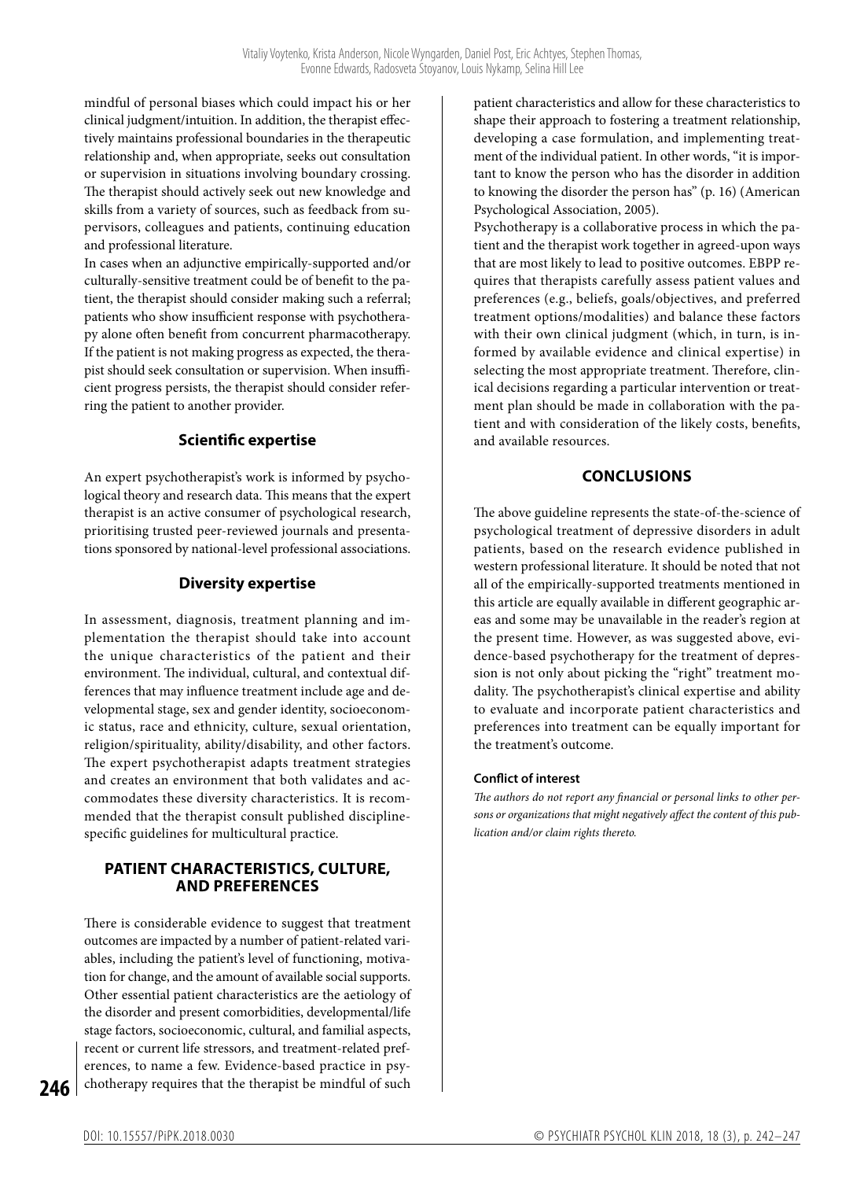mindful of personal biases which could impact his or her clinical judgment/intuition. In addition, the therapist effectively maintains professional boundaries in the therapeutic relationship and, when appropriate, seeks out consultation or supervision in situations involving boundary crossing. The therapist should actively seek out new knowledge and skills from a variety of sources, such as feedback from supervisors, colleagues and patients, continuing education and professional literature.

In cases when an adjunctive empirically-supported and/or culturally-sensitive treatment could be of benefit to the patient, the therapist should consider making such a referral; patients who show insufficient response with psychotherapy alone often benefit from concurrent pharmacotherapy. If the patient is not making progress as expected, the therapist should seek consultation or supervision. When insufficient progress persists, the therapist should consider referring the patient to another provider.

### Scientific expertise

An expert psychotherapist's work is informed by psychological theory and research data. This means that the expert therapist is an active consumer of psychological research, prioritising trusted peer-reviewed journals and presentations sponsored by national-level professional associations.

### Diversity expertise

In assessment, diagnosis, treatment planning and implementation the therapist should take into account the unique characteristics of the patient and their environment. The individual, cultural, and contextual differences that may influence treatment include age and developmental stage, sex and gender identity, socioeconomic status, race and ethnicity, culture, sexual orientation, religion/spirituality, ability/disability, and other factors. The expert psychotherapist adapts treatment strategies and creates an environment that both validates and accommodates these diversity characteristics. It is recommended that the therapist consult published discipline-specific guidelines for multicultural practice.

## PATIENT CHARACTERISTICS, CULTURE, AND PREFERENCES

There is considerable evidence to suggest that treatment outcomes are impacted by a number of patient-related variables, including the patient's level of functioning, motivation for change, and the amount of available social supports. Other essential patient characteristics are the aetiology of the disorder and present comorbidities, developmental/life stage factors, socioeconomic, cultural, and familial aspects, recent or current life stressors, and treatment-related preferences, to name a few. Evidence-based practice in psychotherapy requires that the therapist be mindful of such patient characteristics and allow for these characteristics to shape their approach to fostering a treatment relationship, developing a case formulation, and implementing treatment of the individual patient. In other words, "it is important to know the person who has the disorder in addition to knowing the disorder the person has" (p. 16) (American Psychological Association, 2005).

Psychotherapy is a collaborative process in which the patient and the therapist work together in agreed-upon ways that are most likely to lead to positive outcomes. EBPP requires that therapists carefully assess patient values and preferences (e.g., beliefs, goals/objectives, and preferred treatment options/modalities) and balance these factors with their own clinical judgment (which, in turn, is informed by available evidence and clinical expertise) in selecting the most appropriate treatment. Therefore, clinical decisions regarding a particular intervention or treatment plan should be made in collaboration with the patient and with consideration of the likely costs, benefits, and available resources.

## CONCLUSIONS

The above guideline represents the state-of-the-science of psychological treatment of depressive disorders in adult patients, based on the research evidence published in western professional literature. It should be noted that not all of the empirically-supported treatments mentioned in this article are equally available in different geographic areas and some may be unavailable in the reader's region at the present time. However, as was suggested above, evidence-based psychotherapy for the treatment of depression is not only about picking the "right" treatment modality. The psychotherapist's clinical expertise and ability to evaluate and incorporate patient characteristics and preferences into treatment can be equally important for the treatment's outcome.

#### Conflict of interest

*The authors do not report any financial or personal links to other persons or organizations that might negatively affect the content of this publication and/or claim rights thereto.*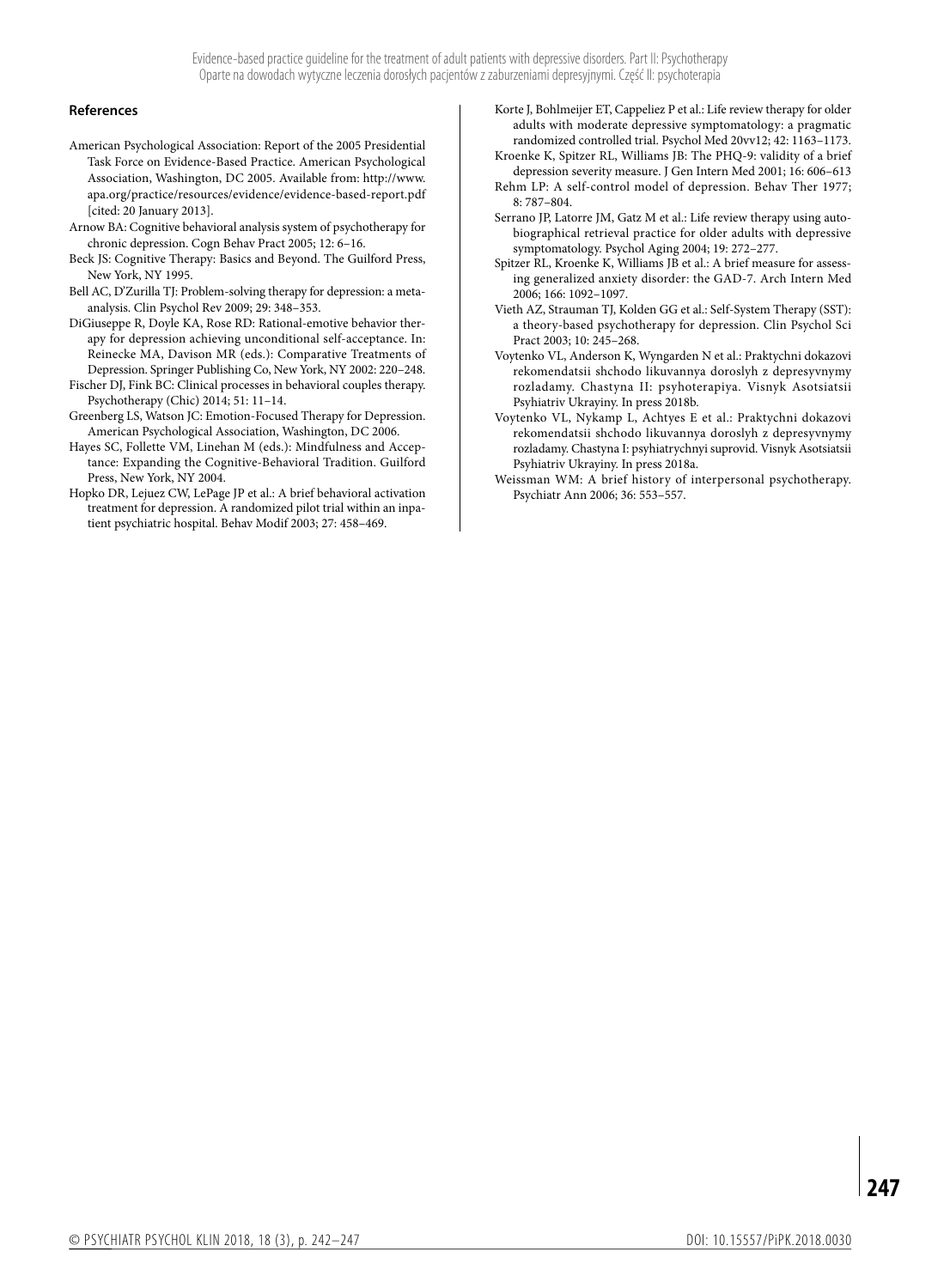## References

American Psychological Association: Report of the 2005 Presidential Task Force on Evidence-Based Practice. American Psychological Association, Washington, DC 2005. Available from: http://www.apa.org/practice/resources/evidence/evidence-based-report.pdf [cited: 20 January 2013].

Arnow BA: Cognitive behavioral analysis system of psychotherapy for chronic depression. Cogn Behav Pract 2005; 12: 6–16.

Beck JS: Cognitive Therapy: Basics and Beyond. The Guilford Press, New York, NY 1995.

Bell AC, D'Zurilla TJ: Problem-solving therapy for depression: a meta-analysis. Clin Psychol Rev 2009; 29: 348–353.

DiGiuseppe R, Doyle KA, Rose RD: Rational-emotive behavior therapy for depression achieving unconditional self-acceptance. In: Reinecke MA, Davison MR (eds.): Comparative Treatments of Depression. Springer Publishing Co, New York, NY 2002: 220–248.

Fischer DJ, Fink BC: Clinical processes in behavioral couples therapy. Psychotherapy (Chic) 2014; 51: 11–14.

Greenberg LS, Watson JC: Emotion-Focused Therapy for Depression. American Psychological Association, Washington, DC 2006.

Hayes SC, Follette VM, Linehan M (eds.): Mindfulness and Acceptance: Expanding the Cognitive-Behavioral Tradition. Guilford Press, New York, NY 2004.

Hopko DR, Lejuez CW, LePage JP et al.: A brief behavioral activation treatment for depression. A randomized pilot trial within an inpatient psychiatric hospital. Behav Modif 2003; 27: 458–469.

Korte J, Bohlmeijer ET, Cappeliez P et al.: Life review therapy for older adults with moderate depressive symptomatology: a pragmatic randomized controlled trial. Psychol Med 20vv12; 42: 1163–1173.

Kroenke K, Spitzer RL, Williams JB: The PHQ-9: validity of a brief depression severity measure. J Gen Intern Med 2001; 16: 606–613

Rehm LP: A self-control model of depression. Behav Ther 1977; 8: 787–804.

Serrano JP, Latorre JM, Gatz M et al.: Life review therapy using autobiographical retrieval practice for older adults with depressive symptomatology. Psychol Aging 2004; 19: 272–277.

Spitzer RL, Kroenke K, Williams JB et al.: A brief measure for assessing generalized anxiety disorder: the GAD-7. Arch Intern Med 2006; 166: 1092–1097.

Vieth AZ, Strauman TJ, Kolden GG et al.: Self-System Therapy (SST): a theory-based psychotherapy for depression. Clin Psychol Sci Pract 2003; 10: 245–268.

Voytenko VL, Anderson K, Wyngarden N et al.: Praktychni dokazovi rekomendatsii shchodo likuvannya doroslyh z depresyvnymy rozladamy. Chastyna II: psyhoterapiya. Visnyk Asotsiatsii Psyhiatriv Ukrayiny. In press 2018b.

Voytenko VL, Nykamp L, Achtyes E et al.: Praktychni dokazovi rekomendatsii shchodo likuvannya doroslyh z depresyvnymy rozladamy. Chastyna I: psyhiatrychnyi suprovid. Visnyk Asotsiatsii Psyhiatriv Ukrayiny. In press 2018a.

Weissman WM: A brief history of interpersonal psychotherapy. Psychiatr Ann 2006; 36: 553–557.